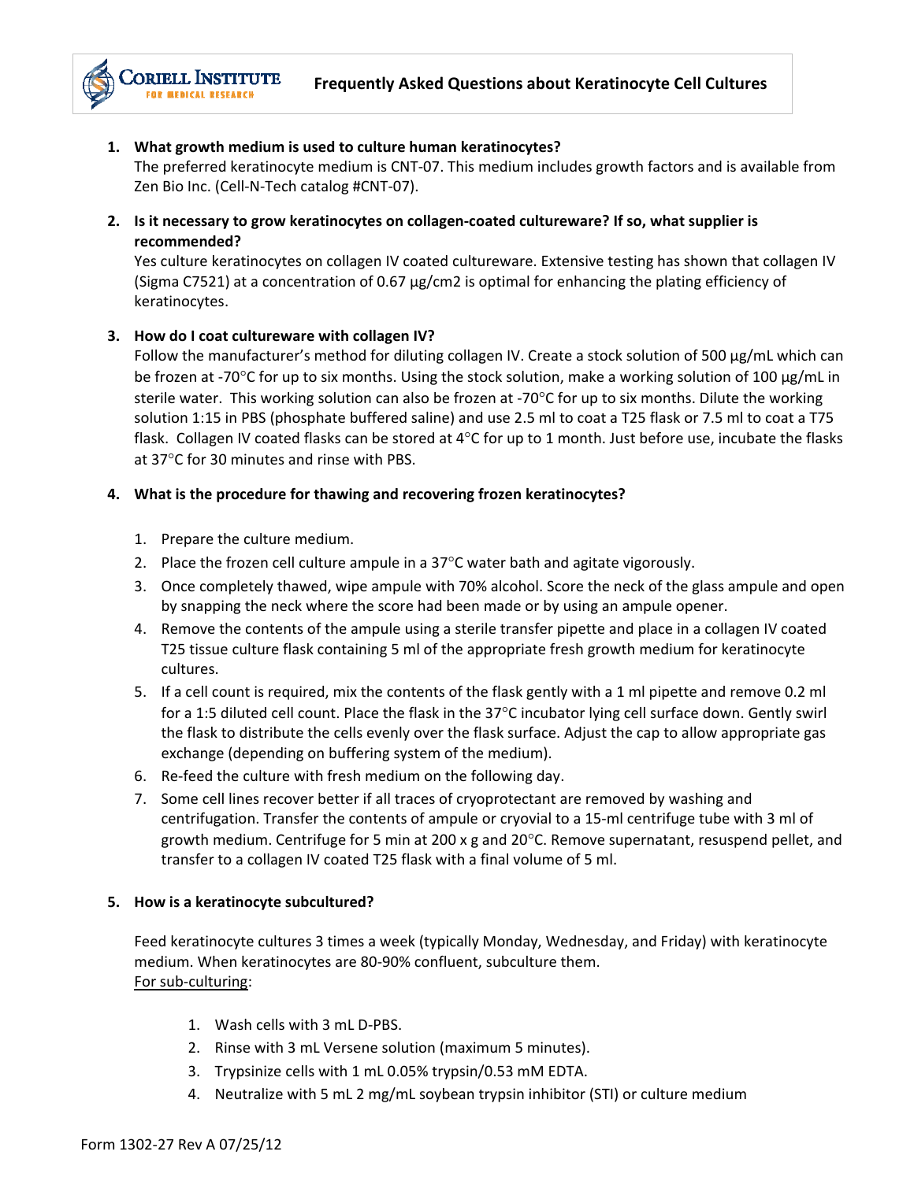# Frequently Asked Questions about Keratinocyte Cell Cultures

1. **What growth medium is used to culture human keratinocytes?**
   The preferred keratinocyte medium is CNT-07. This medium includes growth factors and is available from Zen Bio Inc. (Cell-N-Tech catalog #CNT-07).

2. **Is it necessary to grow keratinocytes on collagen-coated cultureware? If so, what supplier is recommended?**
   Yes culture keratinocytes on collagen IV coated cultureware. Extensive testing has shown that collagen IV (Sigma C7521) at a concentration of 0.67 µg/cm2 is optimal for enhancing the plating efficiency of keratinocytes.

3. **How do I coat cultureware with collagen IV?**
   Follow the manufacturer's method for diluting collagen IV. Create a stock solution of 500 µg/mL which can be frozen at -70°C for up to six months. Using the stock solution, make a working solution of 100 µg/mL in sterile water. This working solution can also be frozen at -70°C for up to six months. Dilute the working solution 1:15 in PBS (phosphate buffered saline) and use 2.5 ml to coat a T25 flask or 7.5 ml to coat a T75 flask. Collagen IV coated flasks can be stored at 4°C for up to 1 month. Just before use, incubate the flasks at 37°C for 30 minutes and rinse with PBS.

4. **What is the procedure for thawing and recovering frozen keratinocytes?**

   1. Prepare the culture medium.
   2. Place the frozen cell culture ampule in a 37°C water bath and agitate vigorously.
   3. Once completely thawed, wipe ampule with 70% alcohol. Score the neck of the glass ampule and open by snapping the neck where the score had been made or by using an ampule opener.
   4. Remove the contents of the ampule using a sterile transfer pipette and place in a collagen IV coated T25 tissue culture flask containing 5 ml of the appropriate fresh growth medium for keratinocyte cultures.
   5. If a cell count is required, mix the contents of the flask gently with a 1 ml pipette and remove 0.2 ml for a 1:5 diluted cell count. Place the flask in the 37°C incubator lying cell surface down. Gently swirl the flask to distribute the cells evenly over the flask surface. Adjust the cap to allow appropriate gas exchange (depending on buffering system of the medium).
   6. Re-feed the culture with fresh medium on the following day.
   7. Some cell lines recover better if all traces of cryoprotectant are removed by washing and centrifugation. Transfer the contents of ampule or cryovial to a 15-ml centrifuge tube with 3 ml of growth medium. Centrifuge for 5 min at 200 x g and 20°C. Remove supernatant, resuspend pellet, and transfer to a collagen IV coated T25 flask with a final volume of 5 ml.

5. **How is a keratinocyte subcultured?**

   Feed keratinocyte cultures 3 times a week (typically Monday, Wednesday, and Friday) with keratinocyte medium. When keratinocytes are 80-90% confluent, subculture them.
   For sub-culturing:

   1. Wash cells with 3 mL D-PBS.
   2. Rinse with 3 mL Versene solution (maximum 5 minutes).
   3. Trypsinize cells with 1 mL 0.05% trypsin/0.53 mM EDTA.
   4. Neutralize with 5 mL 2 mg/mL soybean trypsin inhibitor (STI) or culture medium

Form 1302-27 Rev A 07/25/12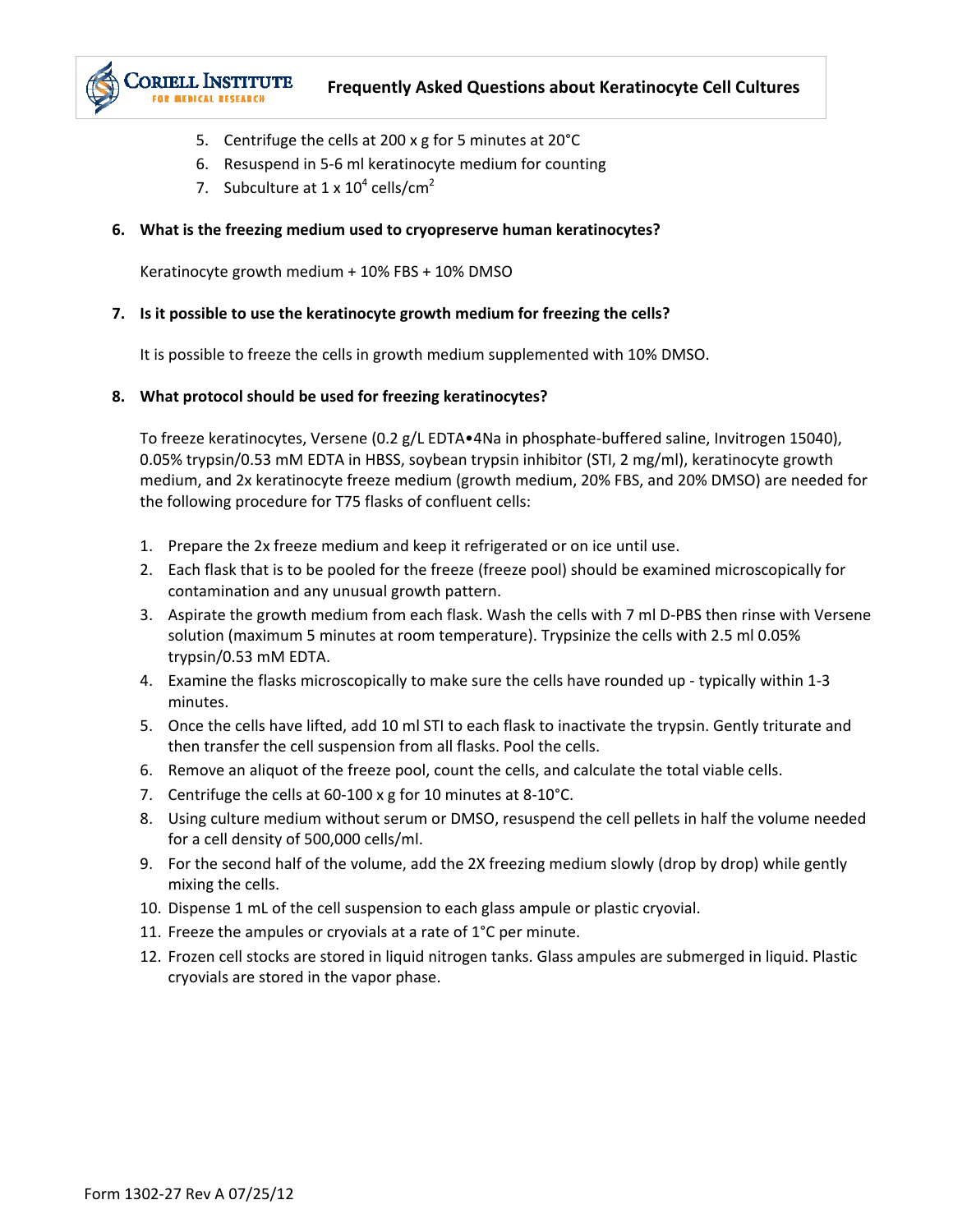5. Centrifuge the cells at 200 x g for 5 minutes at 20°C
6. Resuspend in 5-6 ml keratinocyte medium for counting
7. Subculture at 1 x $10^4$ cells/$cm^2$

**6. What is the freezing medium used to cryopreserve human keratinocytes?**

Keratinocyte growth medium + 10% FBS + 10% DMSO

**7. Is it possible to use the keratinocyte growth medium for freezing the cells?**

It is possible to freeze the cells in growth medium supplemented with 10% DMSO.

**8. What protocol should be used for freezing keratinocytes?**

To freeze keratinocytes, Versene (0.2 g/L EDTA•4Na in phosphate-buffered saline, Invitrogen 15040), 0.05% trypsin/0.53 mM EDTA in HBSS, soybean trypsin inhibitor (STI, 2 mg/ml), keratinocyte growth medium, and 2x keratinocyte freeze medium (growth medium, 20% FBS, and 20% DMSO) are needed for the following procedure for T75 flasks of confluent cells:

1. Prepare the 2x freeze medium and keep it refrigerated or on ice until use.
2. Each flask that is to be pooled for the freeze (freeze pool) should be examined microscopically for contamination and any unusual growth pattern.
3. Aspirate the growth medium from each flask. Wash the cells with 7 ml D-PBS then rinse with Versene solution (maximum 5 minutes at room temperature). Trypsinize the cells with 2.5 ml 0.05% trypsin/0.53 mM EDTA.
4. Examine the flasks microscopically to make sure the cells have rounded up - typically within 1-3 minutes.
5. Once the cells have lifted, add 10 ml STI to each flask to inactivate the trypsin. Gently triturate and then transfer the cell suspension from all flasks. Pool the cells.
6. Remove an aliquot of the freeze pool, count the cells, and calculate the total viable cells.
7. Centrifuge the cells at 60-100 x g for 10 minutes at 8-10°C.
8. Using culture medium without serum or DMSO, resuspend the cell pellets in half the volume needed for a cell density of 500,000 cells/ml.
9. For the second half of the volume, add the 2X freezing medium slowly (drop by drop) while gently mixing the cells.
10. Dispense 1 mL of the cell suspension to each glass ampule or plastic cryovial.
11. Freeze the ampules or cryovials at a rate of 1°C per minute.
12. Frozen cell stocks are stored in liquid nitrogen tanks. Glass ampules are submerged in liquid. Plastic cryovials are stored in the vapor phase.